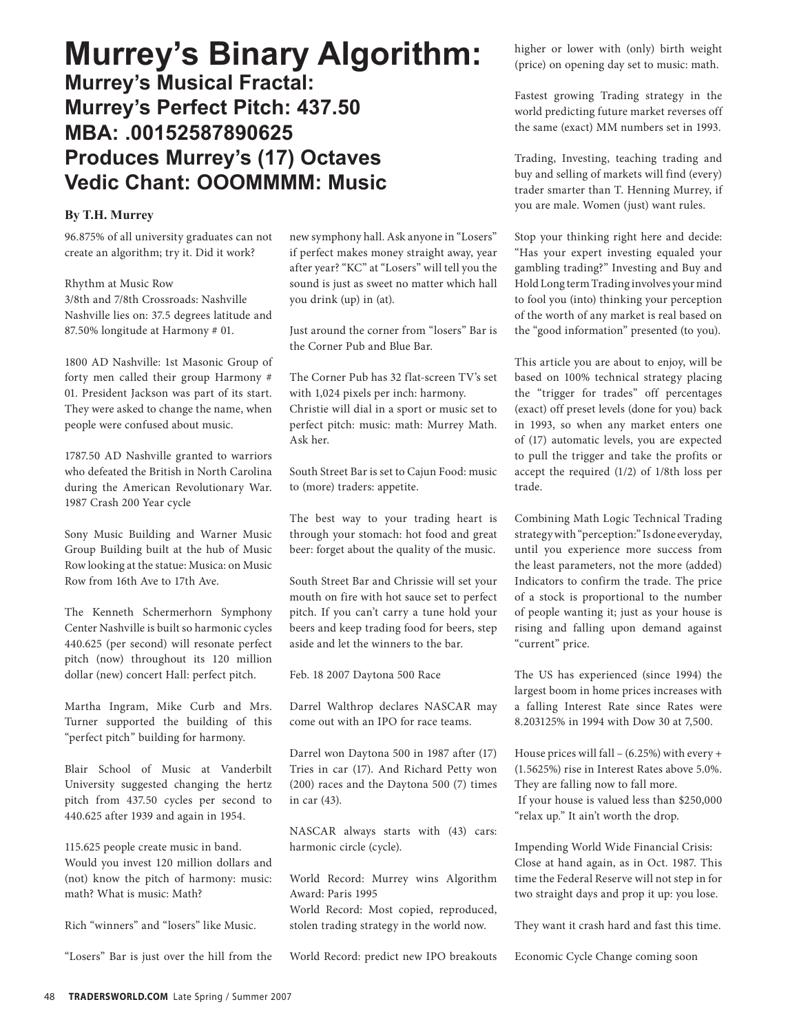# Murrey's Binary Algorithm:

## Murrey's Musical Fractal: Murrey's Perfect Pitch: 437.50 MBA: .00152587890625 Produces Murrey's (17) Octaves Vedic Chant: OOOMMMM: Music

**By T.H. Murrey**

96.875% of all university graduates can not create an algorithm; try it. Did it work?

Rhythm at Music Row
3/8th and 7/8th Crossroads: Nashville
Nashville lies on: 37.5 degrees latitude and 87.50% longitude at Harmony # 01.

1800 AD Nashville: 1st Masonic Group of forty men called their group Harmony # 01. President Jackson was part of its start. They were asked to change the name, when people were confused about music.

1787.50 AD Nashville granted to warriors who defeated the British in North Carolina during the American Revolutionary War. 1987 Crash 200 Year cycle

Sony Music Building and Warner Music Group Building built at the hub of Music Row looking at the statue: Musica: on Music Row from 16th Ave to 17th Ave.

The Kenneth Schermerhorn Symphony Center Nashville is built so harmonic cycles 440.625 (per second) will resonate perfect pitch (now) throughout its 120 million dollar (new) concert Hall: perfect pitch.

Martha Ingram, Mike Curb and Mrs. Turner supported the building of this "perfect pitch" building for harmony.

Blair School of Music at Vanderbilt University suggested changing the hertz pitch from 437.50 cycles per second to 440.625 after 1939 and again in 1954.

115.625 people create music in band.
Would you invest 120 million dollars and (not) know the pitch of harmony: music: math? What is music: Math?

Rich "winners" and "losers" like Music.

"Losers" Bar is just over the hill from the new symphony hall. Ask anyone in "Losers" if perfect makes money straight away, year after year? "KC" at "Losers" will tell you the sound is just as sweet no matter which hall you drink (up) in (at).

Just around the corner from "losers" Bar is the Corner Pub and Blue Bar.

The Corner Pub has 32 flat-screen TV's set with 1,024 pixels per inch: harmony.
Christie will dial in a sport or music set to perfect pitch: music: math: Murrey Math. Ask her.

South Street Bar is set to Cajun Food: music to (more) traders: appetite.

The best way to your trading heart is through your stomach: hot food and great beer: forget about the quality of the music.

South Street Bar and Chrissie will set your mouth on fire with hot sauce set to perfect pitch. If you can't carry a tune hold your beers and keep trading food for beers, step aside and let the winners to the bar.

Feb. 18 2007 Daytona 500 Race

Darrel Walthrop declares NASCAR may come out with an IPO for race teams.

Darrel won Daytona 500 in 1987 after (17) Tries in car (17). And Richard Petty won (200) races and the Daytona 500 (7) times in car (43).

NASCAR always starts with (43) cars: harmonic circle (cycle).

World Record: Murrey wins Algorithm Award: Paris 1995
World Record: Most copied, reproduced, stolen trading strategy in the world now.

World Record: predict new IPO breakouts higher or lower with (only) birth weight (price) on opening day set to music: math.

Fastest growing Trading strategy in the world predicting future market reverses off the same (exact) MM numbers set in 1993.

Trading, Investing, teaching trading and buy and selling of markets will find (every) trader smarter than T. Henning Murrey, if you are male. Women (just) want rules.

Stop your thinking right here and decide: "Has your expert investing equaled your gambling trading?" Investing and Buy and Hold Long term Trading involves your mind to fool you (into) thinking your perception of the worth of any market is real based on the "good information" presented (to you).

This article you are about to enjoy, will be based on 100% technical strategy placing the "trigger for trades" off percentages (exact) off preset levels (done for you) back in 1993, so when any market enters one of (17) automatic levels, you are expected to pull the trigger and take the profits or accept the required (1/2) of 1/8th loss per trade.

Combining Math Logic Technical Trading strategy with "perception:" Is done everyday, until you experience more success from the least parameters, not the more (added) Indicators to confirm the trade. The price of a stock is proportional to the number of people wanting it; just as your house is rising and falling upon demand against "current" price.

The US has experienced (since 1994) the largest boom in home prices increases with a falling Interest Rate since Rates were 8.203125% in 1994 with Dow 30 at 7,500.

House prices will fall – (6.25%) with every + (1.5625%) rise in Interest Rates above 5.0%. They are falling now to fall more.
If your house is valued less than $250,000 "relax up." It ain't worth the drop.

Impending World Wide Financial Crisis: Close at hand again, as in Oct. 1987. This time the Federal Reserve will not step in for two straight days and prop it up: you lose.

They want it crash hard and fast this time.

Economic Cycle Change coming soon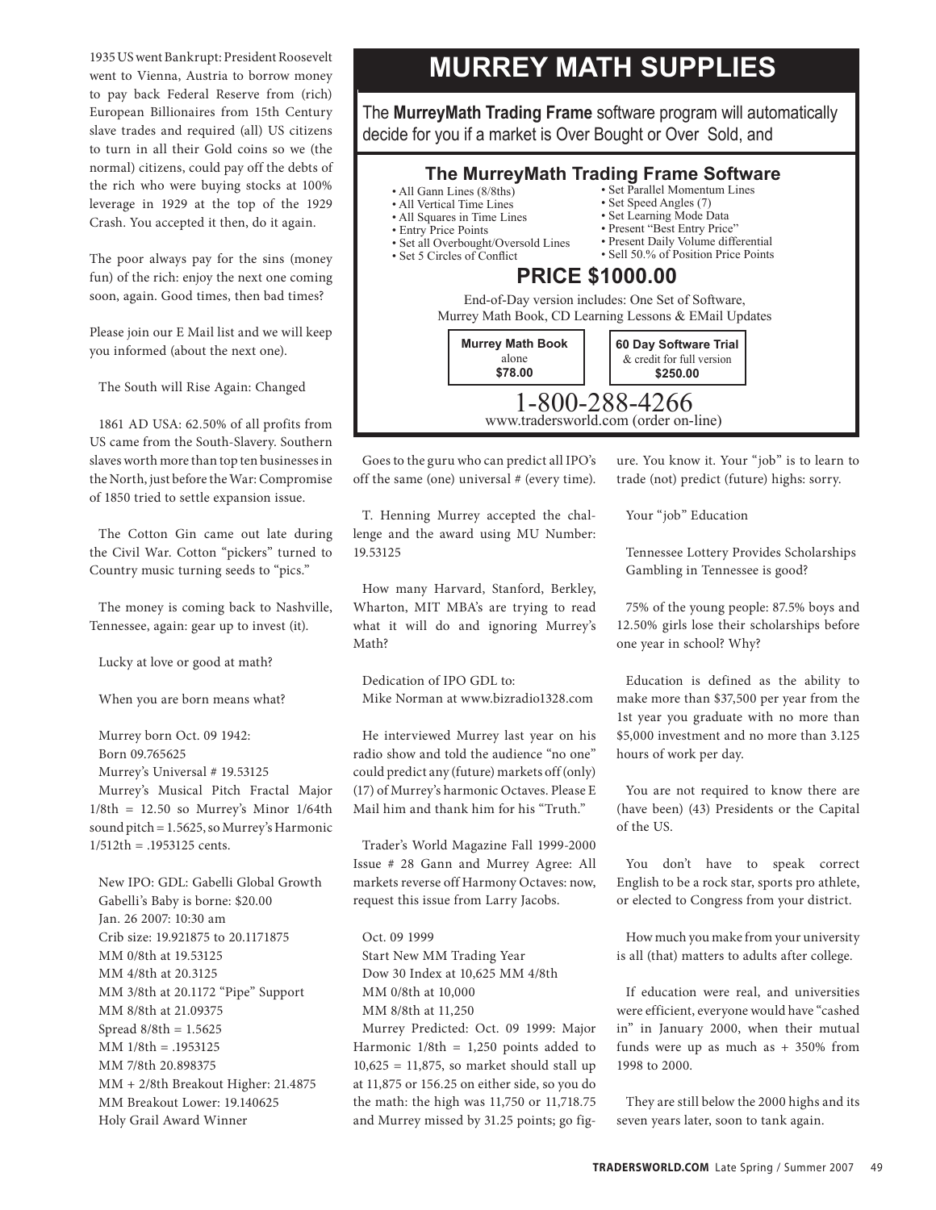1935 US went Bankrupt: President Roosevelt went to Vienna, Austria to borrow money to pay back Federal Reserve from (rich) European Billionaires from 15th Century slave trades and required (all) US citizens to turn in all their Gold coins so we (the normal) citizens, could pay off the debts of the rich who were buying stocks at 100% leverage in 1929 at the top of the 1929 Crash. You accepted it then, do it again.

The poor always pay for the sins (money fun) of the rich: enjoy the next one coming soon, again. Good times, then bad times?

Please join our E Mail list and we will keep you informed (about the next one).

The South will Rise Again: Changed

1861 AD USA: 62.50% of all profits from US came from the South-Slavery. Southern slaves worth more than top ten businesses in the North, just before the War: Compromise of 1850 tried to settle expansion issue.

The Cotton Gin came out late during the Civil War. Cotton "pickers" turned to Country music turning seeds to "pics."

The money is coming back to Nashville, Tennessee, again: gear up to invest (it).

Lucky at love or good at math?

When you are born means what?

Murrey born Oct. 09 1942:
Born 09.765625
Murrey's Universal # 19.53125
Murrey's Musical Pitch Fractal Major 1/8th = 12.50 so Murrey's Minor 1/64th sound pitch = 1.5625, so Murrey's Harmonic 1/512th = .1953125 cents.

New IPO: GDL: Gabelli Global Growth
Gabelli's Baby is borne: $20.00
Jan. 26 2007: 10:30 am
Crib size: 19.921875 to 20.1171875
MM 0/8th at 19.53125
MM 4/8th at 20.3125
MM 3/8th at 20.1172 "Pipe" Support
MM 8/8th at 21.09375
Spread 8/8th = 1.5625
MM 1/8th = .1953125
MM 7/8th 20.898375
MM + 2/8th Breakout Higher: 21.4875
MM Breakout Lower: 19.140625
Holy Grail Award Winner

# MURREY MATH SUPPLIES

The **MurreyMath Trading Frame** software program will automatically decide for you if a market is Over Bought or Over Sold, and

## The MurreyMath Trading Frame Software

- All Gann Lines (8/8ths)
- All Vertical Time Lines
- All Squares in Time Lines
- Entry Price Points
- Set all Overbought/Oversold Lines
- Set 5 Circles of Conflict
- Set Parallel Momentum Lines
- Set Speed Angles (7)
- Set Learning Mode Data
- Present "Best Entry Price"
- Present Daily Volume differential
- Sell 50.% of Position Price Points

## PRICE $1000.00

End-of-Day version includes: One Set of Software, Murrey Math Book, CD Learning Lessons & EMail Updates

**Murrey Math Book** alone **$78.00**

**60 Day Software Trial** & credit for full version **$250.00**

1-800-288-4266
www.tradersworld.com (order on-line)

Goes to the guru who can predict all IPO's off the same (one) universal # (every time).

T. Henning Murrey accepted the challenge and the award using MU Number: 19.53125

How many Harvard, Stanford, Berkley, Wharton, MIT MBA's are trying to read what it will do and ignoring Murrey's Math?

Dedication of IPO GDL to:
Mike Norman at www.bizradio1328.com

He interviewed Murrey last year on his radio show and told the audience "no one" could predict any (future) markets off (only) (17) of Murrey's harmonic Octaves. Please E Mail him and thank him for his "Truth."

Trader's World Magazine Fall 1999-2000 Issue # 28 Gann and Murrey Agree: All markets reverse off Harmony Octaves: now, request this issue from Larry Jacobs.

Oct. 09 1999
Start New MM Trading Year
Dow 30 Index at 10,625 MM 4/8th
MM 0/8th at 10,000
MM 8/8th at 11,250
Murrey Predicted: Oct. 09 1999: Major Harmonic 1/8th = 1,250 points added to 10,625 = 11,875, so market should stall up at 11,875 or 156.25 on either side, so you do the math: the high was 11,750 or 11,718.75 and Murrey missed by 31.25 points; go figure. You know it. Your "job" is to learn to trade (not) predict (future) highs: sorry.

Your "job" Education

Tennessee Lottery Provides Scholarships
Gambling in Tennessee is good?

75% of the young people: 87.5% boys and 12.50% girls lose their scholarships before one year in school? Why?

Education is defined as the ability to make more than $37,500 per year from the 1st year you graduate with no more than $5,000 investment and no more than 3.125 hours of work per day.

You are not required to know there are (have been) (43) Presidents or the Capital of the US.

You don't have to speak correct English to be a rock star, sports pro athlete, or elected to Congress from your district.

How much you make from your university is all (that) matters to adults after college.

If education were real, and universities were efficient, everyone would have "cashed in" in January 2000, when their mutual funds were up as much as + 350% from 1998 to 2000.

They are still below the 2000 highs and its seven years later, soon to tank again.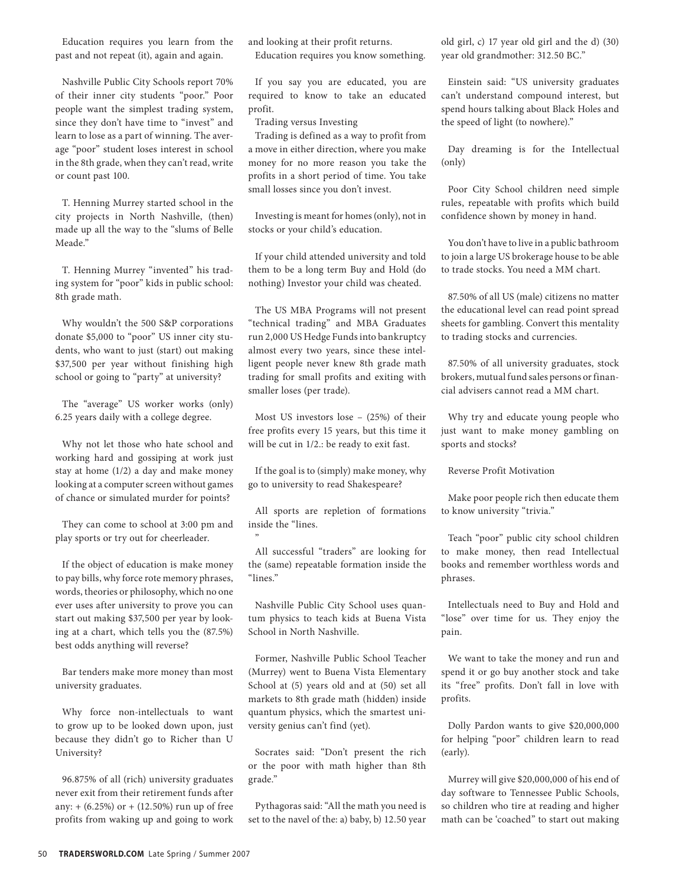Education requires you learn from the past and not repeat (it), again and again.

Nashville Public City Schools report 70% of their inner city students "poor." Poor people want the simplest trading system, since they don't have time to "invest" and learn to lose as a part of winning. The average "poor" student loses interest in school in the 8th grade, when they can't read, write or count past 100.

T. Henning Murrey started school in the city projects in North Nashville, (then) made up all the way to the "slums of Belle Meade."

T. Henning Murrey "invented" his trading system for "poor" kids in public school: 8th grade math.

Why wouldn't the 500 S&P corporations donate $5,000 to "poor" US inner city students, who want to just (start) out making $37,500 per year without finishing high school or going to "party" at university?

The "average" US worker works (only) 6.25 years daily with a college degree.

Why not let those who hate school and working hard and gossiping at work just stay at home (1/2) a day and make money looking at a computer screen without games of chance or simulated murder for points?

They can come to school at 3:00 pm and play sports or try out for cheerleader.

If the object of education is make money to pay bills, why force rote memory phrases, words, theories or philosophy, which no one ever uses after university to prove you can start out making $37,500 per year by looking at a chart, which tells you the (87.5%) best odds anything will reverse?

Bar tenders make more money than most university graduates.

Why force non-intellectuals to want to grow up to be looked down upon, just because they didn't go to Richer than U University?

96.875% of all (rich) university graduates never exit from their retirement funds after any: + (6.25%) or + (12.50%) run up of free profits from waking up and going to work and looking at their profit returns.

Education requires you know something.

If you say you are educated, you are required to know to take an educated profit.

Trading versus Investing

Trading is defined as a way to profit from a move in either direction, where you make money for no more reason you take the profits in a short period of time. You take small losses since you don't invest.

Investing is meant for homes (only), not in stocks or your child's education.

If your child attended university and told them to be a long term Buy and Hold (do nothing) Investor your child was cheated.

The US MBA Programs will not present "technical trading" and MBA Graduates run 2,000 US Hedge Funds into bankruptcy almost every two years, since these intelligent people never knew 8th grade math trading for small profits and exiting with smaller loses (per trade).

Most US investors lose – (25%) of their free profits every 15 years, but this time it will be cut in 1/2.: be ready to exit fast.

If the goal is to (simply) make money, why go to university to read Shakespeare?

All sports are repletion of formations inside the "lines.
"

All successful "traders" are looking for the (same) repeatable formation inside the "lines."

Nashville Public City School uses quantum physics to teach kids at Buena Vista School in North Nashville.

Former, Nashville Public School Teacher (Murrey) went to Buena Vista Elementary School at (5) years old and at (50) set all markets to 8th grade math (hidden) inside quantum physics, which the smartest university genius can't find (yet).

Socrates said: "Don't present the rich or the poor with math higher than 8th grade."

Pythagoras said: "All the math you need is set to the navel of the: a) baby, b) 12.50 year old girl, c) 17 year old girl and the d) (30) year old grandmother: 312.50 BC."

Einstein said: "US university graduates can't understand compound interest, but spend hours talking about Black Holes and the speed of light (to nowhere)."

Day dreaming is for the Intellectual (only)

Poor City School children need simple rules, repeatable with profits which build confidence shown by money in hand.

You don't have to live in a public bathroom to join a large US brokerage house to be able to trade stocks. You need a MM chart.

87.50% of all US (male) citizens no matter the educational level can read point spread sheets for gambling. Convert this mentality to trading stocks and currencies.

87.50% of all university graduates, stock brokers, mutual fund sales persons or financial advisers cannot read a MM chart.

Why try and educate young people who just want to make money gambling on sports and stocks?

Reverse Profit Motivation

Make poor people rich then educate them to know university "trivia."

Teach "poor" public city school children to make money, then read Intellectual books and remember worthless words and phrases.

Intellectuals need to Buy and Hold and "lose" over time for us. They enjoy the pain.

We want to take the money and run and spend it or go buy another stock and take its "free" profits. Don't fall in love with profits.

Dolly Pardon wants to give $20,000,000 for helping "poor" children learn to read (early).

Murrey will give $20,000,000 of his end of day software to Tennessee Public Schools, so children who tire at reading and higher math can be 'coached" to start out making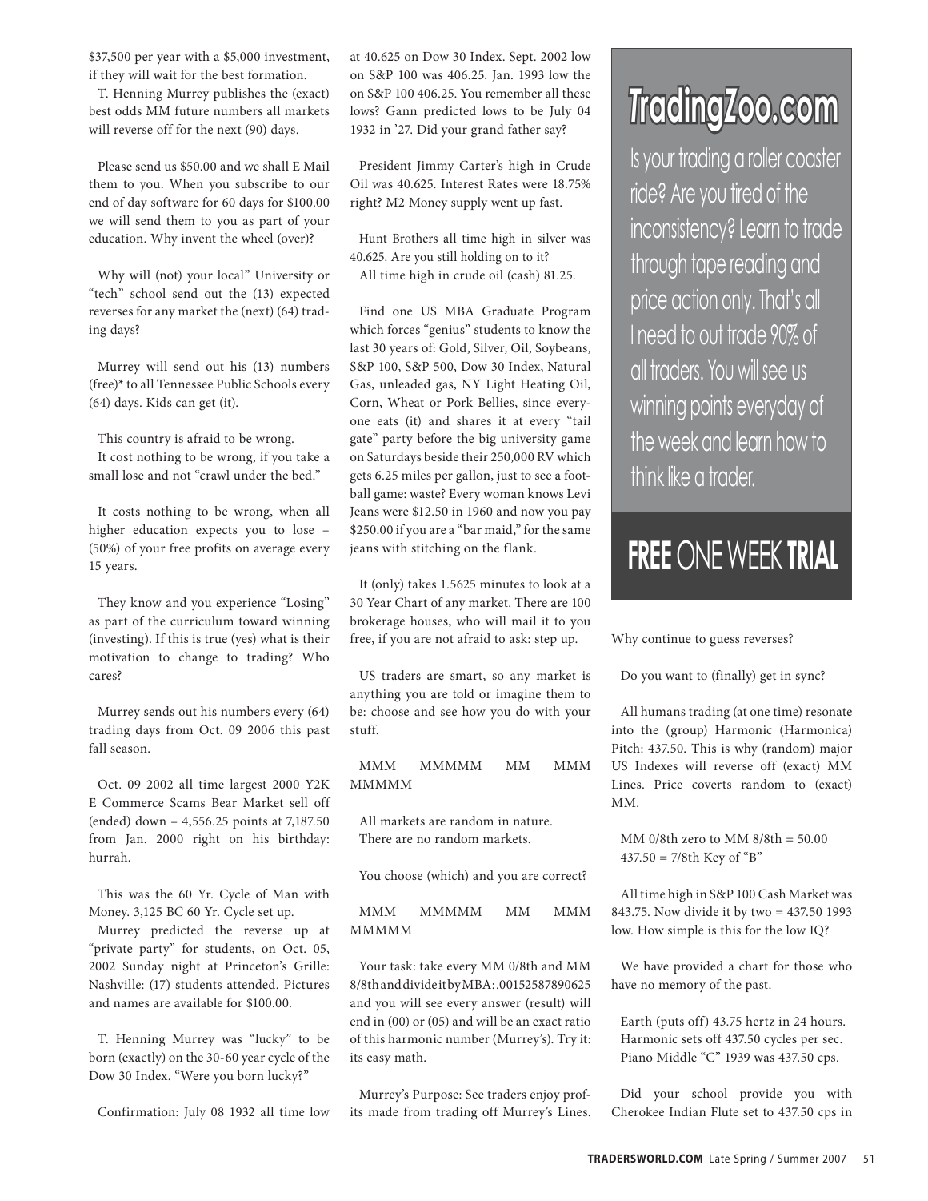$37,500 per year with a $5,000 investment, if they will wait for the best formation.

T. Henning Murrey publishes the (exact) best odds MM future numbers all markets will reverse off for the next (90) days.

Please send us $50.00 and we shall E Mail them to you. When you subscribe to our end of day software for 60 days for $100.00 we will send them to you as part of your education. Why invent the wheel (over)?

Why will (not) your local" University or "tech" school send out the (13) expected reverses for any market the (next) (64) trading days?

Murrey will send out his (13) numbers (free)* to all Tennessee Public Schools every (64) days. Kids can get (it).

This country is afraid to be wrong.
It cost nothing to be wrong, if you take a small lose and not "crawl under the bed."

It costs nothing to be wrong, when all higher education expects you to lose – (50%) of your free profits on average every 15 years.

They know and you experience "Losing" as part of the curriculum toward winning (investing). If this is true (yes) what is their motivation to change to trading? Who cares?

Murrey sends out his numbers every (64) trading days from Oct. 09 2006 this past fall season.

Oct. 09 2002 all time largest 2000 Y2K E Commerce Scams Bear Market sell off (ended) down – 4,556.25 points at 7,187.50 from Jan. 2000 right on his birthday: hurrah.

This was the 60 Yr. Cycle of Man with Money. 3,125 BC 60 Yr. Cycle set up.
Murrey predicted the reverse up at "private party" for students, on Oct. 05, 2002 Sunday night at Princeton's Grille: Nashville: (17) students attended. Pictures and names are available for $100.00.

T. Henning Murrey was "lucky" to be born (exactly) on the 30-60 year cycle of the Dow 30 Index. "Were you born lucky?"

Confirmation: July 08 1932 all time low at 40.625 on Dow 30 Index. Sept. 2002 low on S&P 100 was 406.25. Jan. 1993 low the on S&P 100 406.25. You remember all these lows? Gann predicted lows to be July 04 1932 in '27. Did your grand father say?

President Jimmy Carter's high in Crude Oil was 40.625. Interest Rates were 18.75% right? M2 Money supply went up fast.

Hunt Brothers all time high in silver was 40.625. Are you still holding on to it?
All time high in crude oil (cash) 81.25.

Find one US MBA Graduate Program which forces "genius" students to know the last 30 years of: Gold, Silver, Oil, Soybeans, S&P 100, S&P 500, Dow 30 Index, Natural Gas, unleaded gas, NY Light Heating Oil, Corn, Wheat or Pork Bellies, since everyone eats (it) and shares it at every "tail gate" party before the big university game on Saturdays beside their 250,000 RV which gets 6.25 miles per gallon, just to see a football game: waste? Every woman knows Levi Jeans were $12.50 in 1960 and now you pay $250.00 if you are a "bar maid," for the same jeans with stitching on the flank.

It (only) takes 1.5625 minutes to look at a 30 Year Chart of any market. There are 100 brokerage houses, who will mail it to you free, if you are not afraid to ask: step up.

US traders are smart, so any market is anything you are told or imagine them to be: choose and see how you do with your stuff.

MMM MMMMM MM MMM MMMMM

All markets are random in nature.
There are no random markets.

You choose (which) and you are correct?

MMM MMMMM MM MMM MMMMM

Your task: take every MM 0/8th and MM 8/8th and divide it by MBA: .00152587890625 and you will see every answer (result) will end in (00) or (05) and will be an exact ratio of this harmonic number (Murrey's). Try it: its easy math.

Murrey's Purpose: See traders enjoy profits made from trading off Murrey's Lines.

# TradingZoo.com

Is your trading a roller coaster ride? Are you tired of the inconsistency? Learn to trade through tape reading and price action only. That's all I need to out trade 90% of all traders. You will see us winning points everyday of the week and learn how to think like a trader.

**FREE** ONE WEEK **TRIAL**

Why continue to guess reverses?

Do you want to (finally) get in sync?

All humans trading (at one time) resonate into the (group) Harmonic (Harmonica) Pitch: 437.50. This is why (random) major US Indexes will reverse off (exact) MM Lines. Price coverts random to (exact) MM.

MM 0/8th zero to MM 8/8th = 50.00
437.50 = 7/8th Key of "B"

All time high in S&P 100 Cash Market was 843.75. Now divide it by two = 437.50 1993 low. How simple is this for the low IQ?

We have provided a chart for those who have no memory of the past.

Earth (puts off) 43.75 hertz in 24 hours.
Harmonic sets off 437.50 cycles per sec.
Piano Middle "C" 1939 was 437.50 cps.

Did your school provide you with Cherokee Indian Flute set to 437.50 cps in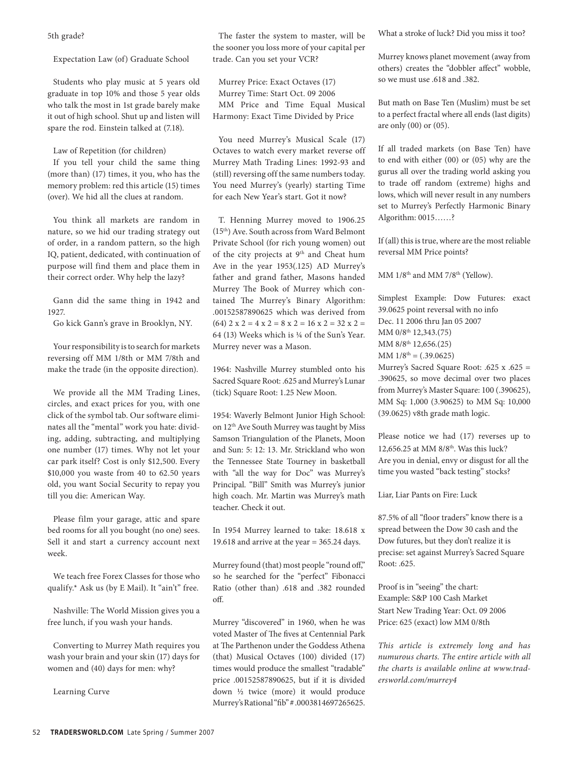5th grade?

Expectation Law (of) Graduate School

Students who play music at 5 years old graduate in top 10% and those 5 year olds who talk the most in 1st grade barely make it out of high school. Shut up and listen will spare the rod. Einstein talked at (7.18).

Law of Repetition (for children)

If you tell your child the same thing (more than) (17) times, it you, who has the memory problem: red this article (15) times (over). We hid all the clues at random.

You think all markets are random in nature, so we hid our trading strategy out of order, in a random pattern, so the high IQ, patient, dedicated, with continuation of purpose will find them and place them in their correct order. Why help the lazy?

Gann did the same thing in 1942 and 1927.

Go kick Gann's grave in Brooklyn, NY.

Your responsibility is to search for markets reversing off MM 1/8th or MM 7/8th and make the trade (in the opposite direction).

We provide all the MM Trading Lines, circles, and exact prices for you, with one click of the symbol tab. Our software eliminates all the "mental" work you hate: dividing, adding, subtracting, and multiplying one number (17) times. Why not let your car park itself? Cost is only $12,500. Every $10,000 you waste from 40 to 62.50 years old, you want Social Security to repay you till you die: American Way.

Please film your garage, attic and spare bed rooms for all you bought (no one) sees. Sell it and start a currency account next week.

We teach free Forex Classes for those who qualify.* Ask us (by E Mail). It "ain't" free.

Nashville: The World Mission gives you a free lunch, if you wash your hands.

Converting to Murrey Math requires you wash your brain and your skin (17) days for women and (40) days for men: why?

Learning Curve

The faster the system to master, will be the sooner you loss more of your capital per trade. Can you set your VCR?

Murrey Price: Exact Octaves (17)
Murrey Time: Start Oct. 09 2006
MM Price and Time Equal Musical Harmony: Exact Time Divided by Price

You need Murrey's Musical Scale (17) Octaves to watch every market reverse off Murrey Math Trading Lines: 1992-93 and (still) reversing off the same numbers today. You need Murrey's (yearly) starting Time for each New Year's start. Got it now?

T. Henning Murrey moved to 1906.25 (15th) Ave. South across from Ward Belmont Private School (for rich young women) out of the city projects at 9th and Cheat hum Ave in the year 1953(.125) AD Murrey's father and grand father, Masons handed Murrey The Book of Murrey which contained The Murrey's Binary Algorithm: .00152587890625 which was derived from (64) 2 x 2 = 4 x 2 = 8 x 2 = 16 x 2 = 32 x 2 = 64 (13) Weeks which is ¼ of the Sun's Year. Murrey never was a Mason.

1964: Nashville Murrey stumbled onto his Sacred Square Root: .625 and Murrey's Lunar (tick) Square Root: 1.25 New Moon.

1954: Waverly Belmont Junior High School: on 12th Ave South Murrey was taught by Miss Samson Triangulation of the Planets, Moon and Sun: 5: 12: 13. Mr. Strickland who won the Tennessee State Tourney in basketball with "all the way for Doc" was Murrey's Principal. "Bill" Smith was Murrey's junior high coach. Mr. Martin was Murrey's math teacher. Check it out.

In 1954 Murrey learned to take: 18.618 x 19.618 and arrive at the year = 365.24 days.

Murrey found (that) most people "round off," so he searched for the "perfect" Fibonacci Ratio (other than) .618 and .382 rounded off.

Murrey "discovered" in 1960, when he was voted Master of The fives at Centennial Park at The Parthenon under the Goddess Athena (that) Musical Octaves (100) divided (17) times would produce the smallest "tradable" price .00152587890625, but if it is divided down ½ twice (more) it would produce Murrey's Rational "fib" # .0003814697265625.

What a stroke of luck? Did you miss it too?

Murrey knows planet movement (away from others) creates the "dobbler affect" wobble, so we must use .618 and .382.

But math on Base Ten (Muslim) must be set to a perfect fractal where all ends (last digits) are only (00) or (05).

If all traded markets (on Base Ten) have to end with either (00) or (05) why are the gurus all over the trading world asking you to trade off random (extreme) highs and lows, which will never result in any numbers set to Murrey's Perfectly Harmonic Binary Algorithm: 0015……?

If (all) this is true, where are the most reliable reversal MM Price points?

MM 1/8th and MM 7/8th (Yellow).

Simplest Example: Dow Futures: exact 39.0625 point reversal with no info
Dec. 11 2006 thru Jan 05 2007
MM 0/8th 12,343.(75)
MM 8/8th 12,656.(25)
MM 1/8th = (.39.0625)
Murrey's Sacred Square Root: .625 x .625 = .390625, so move decimal over two places from Murrey's Master Square: 100 (.390625), MM Sq: 1,000 (3.90625) to MM Sq: 10,000 (39.0625) v8th grade math logic.

Please notice we had (17) reverses up to 12,656.25 at MM 8/8th. Was this luck?
Are you in denial, envy or disgust for all the time you wasted "back testing" stocks?

Liar, Liar Pants on Fire: Luck

87.5% of all "floor traders" know there is a spread between the Dow 30 cash and the Dow futures, but they don't realize it is precise: set against Murrey's Sacred Square Root: .625.

Proof is in "seeing" the chart:
Example: S&P 100 Cash Market
Start New Trading Year: Oct. 09 2006
Price: 625 (exact) low MM 0/8th

*This article is extremely long and has numurous charts. The entire article with all the charts is available online at www.tradersworld.com/murrey4*